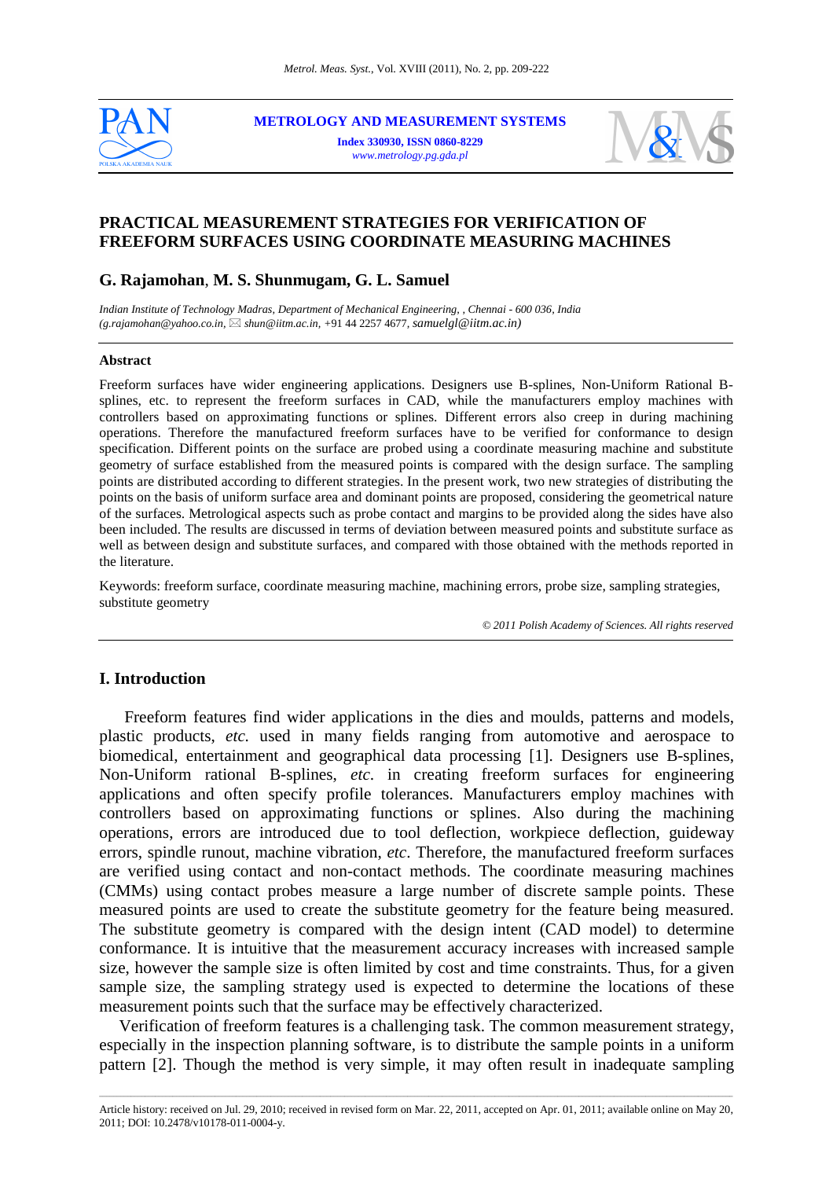# PRACTICAL MEASUREMENT STRATEGIES FOR VERIFICATION OF FREEFORM SURFACES USING COORDINATE MEASURING MACHINES

**G. Rajamohan**, **M. S. Shunmugam, G. L. Samuel**

*Indian Institute of Technology Madras, Department of Mechanical Engineering, , Chennai - 600 036, India (g.rajamohan@yahoo.co.in,* ✉ *shun@iitm.ac.in,* +91 44 2257 4677, *samuelgl@iitm.ac.in)*

### Abstract

Freeform surfaces have wider engineering applications. Designers use B-splines, Non-Uniform Rational B-splines, etc. to represent the freeform surfaces in CAD, while the manufacturers employ machines with controllers based on approximating functions or splines. Different errors also creep in during machining operations. Therefore the manufactured freeform surfaces have to be verified for conformance to design specification. Different points on the surface are probed using a coordinate measuring machine and substitute geometry of surface established from the measured points is compared with the design surface. The sampling points are distributed according to different strategies. In the present work, two new strategies of distributing the points on the basis of uniform surface area and dominant points are proposed, considering the geometrical nature of the surfaces. Metrological aspects such as probe contact and margins to be provided along the sides have also been included. The results are discussed in terms of deviation between measured points and substitute surface as well as between design and substitute surfaces, and compared with those obtained with the methods reported in the literature.

Keywords: freeform surface, coordinate measuring machine, machining errors, probe size, sampling strategies, substitute geometry

*© 2011 Polish Academy of Sciences. All rights reserved*

## I. Introduction

Freeform features find wider applications in the dies and moulds, patterns and models, plastic products, *etc.* used in many fields ranging from automotive and aerospace to biomedical, entertainment and geographical data processing [1]. Designers use B-splines, Non-Uniform rational B-splines, *etc*. in creating freeform surfaces for engineering applications and often specify profile tolerances. Manufacturers employ machines with controllers based on approximating functions or splines. Also during the machining operations, errors are introduced due to tool deflection, workpiece deflection, guideway errors, spindle runout, machine vibration, *etc*. Therefore, the manufactured freeform surfaces are verified using contact and non-contact methods. The coordinate measuring machines (CMMs) using contact probes measure a large number of discrete sample points. These measured points are used to create the substitute geometry for the feature being measured. The substitute geometry is compared with the design intent (CAD model) to determine conformance. It is intuitive that the measurement accuracy increases with increased sample size, however the sample size is often limited by cost and time constraints. Thus, for a given sample size, the sampling strategy used is expected to determine the locations of these measurement points such that the surface may be effectively characterized.

Verification of freeform features is a challenging task. The common measurement strategy, especially in the inspection planning software, is to distribute the sample points in a uniform pattern [2]. Though the method is very simple, it may often result in inadequate sampling

Article history: received on Jul. 29, 2010; received in revised form on Mar. 22, 2011, accepted on Apr. 01, 2011; available online on May 20, 2011; DOI: 10.2478/v10178-011-0004-y.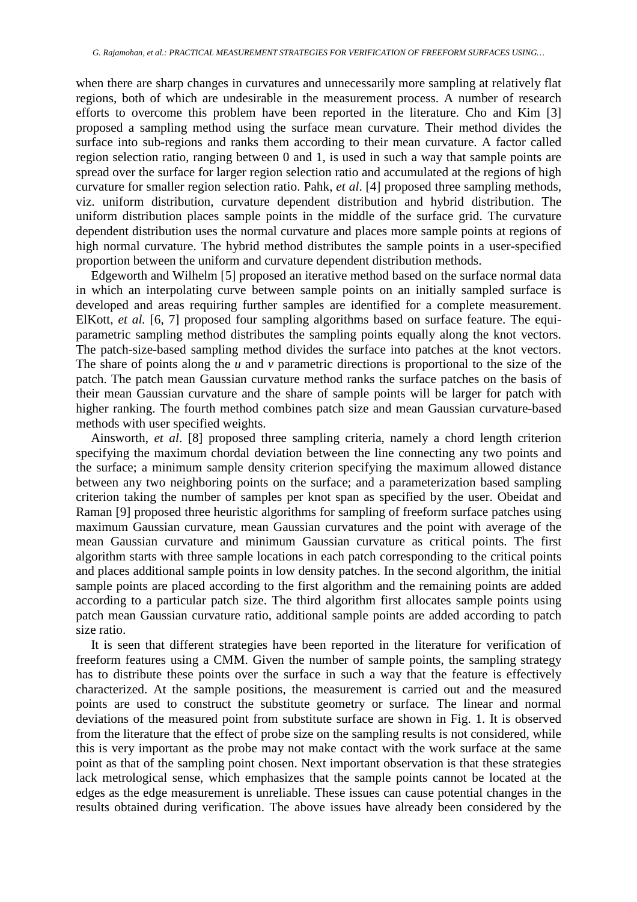when there are sharp changes in curvatures and unnecessarily more sampling at relatively flat regions, both of which are undesirable in the measurement process. A number of research efforts to overcome this problem have been reported in the literature. Cho and Kim [3] proposed a sampling method using the surface mean curvature. Their method divides the surface into sub-regions and ranks them according to their mean curvature. A factor called region selection ratio, ranging between 0 and 1, is used in such a way that sample points are spread over the surface for larger region selection ratio and accumulated at the regions of high curvature for smaller region selection ratio. Pahk, *et al*. [4] proposed three sampling methods, viz. uniform distribution, curvature dependent distribution and hybrid distribution. The uniform distribution places sample points in the middle of the surface grid. The curvature dependent distribution uses the normal curvature and places more sample points at regions of high normal curvature. The hybrid method distributes the sample points in a user-specified proportion between the uniform and curvature dependent distribution methods.

Edgeworth and Wilhelm [5] proposed an iterative method based on the surface normal data in which an interpolating curve between sample points on an initially sampled surface is developed and areas requiring further samples are identified for a complete measurement. ElKott, *et al.* [6, 7] proposed four sampling algorithms based on surface feature. The equi-parametric sampling method distributes the sampling points equally along the knot vectors. The patch-size-based sampling method divides the surface into patches at the knot vectors. The share of points along the $u$ and $v$ parametric directions is proportional to the size of the patch. The patch mean Gaussian curvature method ranks the surface patches on the basis of their mean Gaussian curvature and the share of sample points will be larger for patch with higher ranking. The fourth method combines patch size and mean Gaussian curvature-based methods with user specified weights.

Ainsworth, *et al*. [8] proposed three sampling criteria, namely a chord length criterion specifying the maximum chordal deviation between the line connecting any two points and the surface; a minimum sample density criterion specifying the maximum allowed distance between any two neighboring points on the surface; and a parameterization based sampling criterion taking the number of samples per knot span as specified by the user. Obeidat and Raman [9] proposed three heuristic algorithms for sampling of freeform surface patches using maximum Gaussian curvature, mean Gaussian curvatures and the point with average of the mean Gaussian curvature and minimum Gaussian curvature as critical points. The first algorithm starts with three sample locations in each patch corresponding to the critical points and places additional sample points in low density patches. In the second algorithm, the initial sample points are placed according to the first algorithm and the remaining points are added according to a particular patch size. The third algorithm first allocates sample points using patch mean Gaussian curvature ratio, additional sample points are added according to patch size ratio.

It is seen that different strategies have been reported in the literature for verification of freeform features using a CMM. Given the number of sample points, the sampling strategy has to distribute these points over the surface in such a way that the feature is effectively characterized. At the sample positions, the measurement is carried out and the measured points are used to construct the substitute geometry or surface*.* The linear and normal deviations of the measured point from substitute surface are shown in Fig. 1. It is observed from the literature that the effect of probe size on the sampling results is not considered, while this is very important as the probe may not make contact with the work surface at the same point as that of the sampling point chosen. Next important observation is that these strategies lack metrological sense, which emphasizes that the sample points cannot be located at the edges as the edge measurement is unreliable. These issues can cause potential changes in the results obtained during verification. The above issues have already been considered by the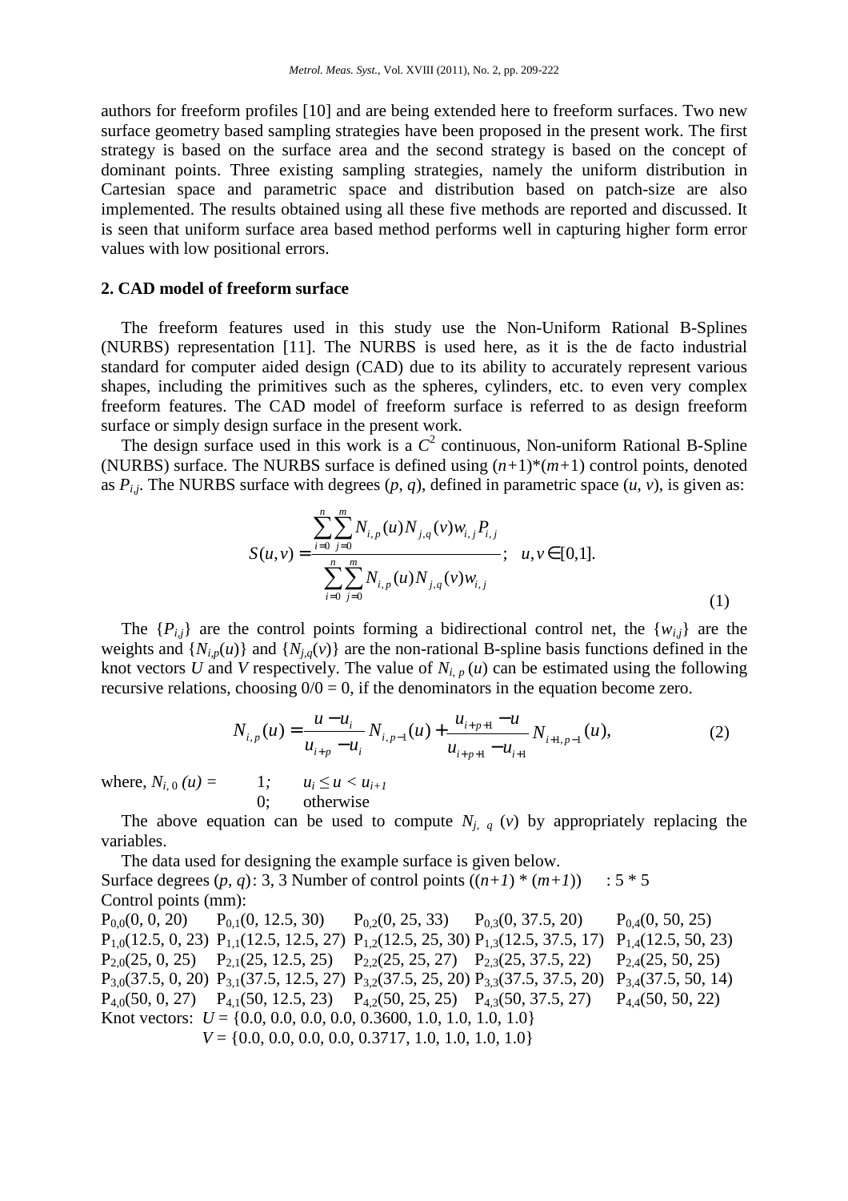authors for freeform profiles [10] and are being extended here to freeform surfaces. Two new surface geometry based sampling strategies have been proposed in the present work. The first strategy is based on the surface area and the second strategy is based on the concept of dominant points. Three existing sampling strategies, namely the uniform distribution in Cartesian space and parametric space and distribution based on patch-size are also implemented. The results obtained using all these five methods are reported and discussed. It is seen that uniform surface area based method performs well in capturing higher form error values with low positional errors.

## 2. CAD model of freeform surface

The freeform features used in this study use the Non-Uniform Rational B-Splines (NURBS) representation [11]. The NURBS is used here, as it is the de facto industrial standard for computer aided design (CAD) due to its ability to accurately represent various shapes, including the primitives such as the spheres, cylinders, etc. to even very complex freeform features. The CAD model of freeform surface is referred to as design freeform surface or simply design surface in the present work.

The design surface used in this work is a $C^2$ continuous, Non-uniform Rational B-Spline (NURBS) surface. The NURBS surface is defined using $(n+1)*(m+1)$ control points, denoted as $P_{i,j}$. The NURBS surface with degrees $(p, q)$, defined in parametric space $(u, v)$, is given as:

$$S(u,v) = \frac{\sum_{i=0}^{n}\sum_{j=0}^{m} N_{i,p}(u) N_{j,q}(v) w_{i,j} P_{i,j}}{\sum_{i=0}^{n}\sum_{j=0}^{m} N_{i,p}(u) N_{j,q}(v) w_{i,j}}; \quad u, v \in [0,1]. \tag{1}$$

The $\{P_{i,j}\}$ are the control points forming a bidirectional control net, the $\{w_{i,j}\}$ are the weights and $\{N_{i,p}(u)\}$ and $\{N_{j,q}(v)\}$ are the non-rational B-spline basis functions defined in the knot vectors $U$ and $V$ respectively. The value of $N_{i,p}(u)$ can be estimated using the following recursive relations, choosing $0/0 = 0$, if the denominators in the equation become zero.

$$N_{i,p}(u) = \frac{u - u_i}{u_{i+p} - u_i} N_{i,p-1}(u) + \frac{u_{i+p+1} - u}{u_{i+p+1} - u_{i+1}} N_{i+1,p-1}(u), \tag{2}$$

where, $N_{i,0}(u) = \begin{cases} 1; & u_i \le u < u_{i+1} \\ 0; & \text{otherwise} \end{cases}$

The above equation can be used to compute $N_{j,q}(v)$ by appropriately replacing the variables.

The data used for designing the example surface is given below.

Surface degrees $(p, q)$: 3, 3 Number of control points $((n+1) * (m+1))$ : 5 * 5

Control points (mm):

$P_{0,0}(0, 0, 20)$ $P_{0,1}(0, 12.5, 30)$ $P_{0,2}(0, 25, 33)$ $P_{0,3}(0, 37.5, 20)$ $P_{0,4}(0, 50, 25)$

$P_{1,0}(12.5, 0, 23)$ $P_{1,1}(12.5, 12.5, 27)$ $P_{1,2}(12.5, 25, 30)$ $P_{1,3}(12.5, 37.5, 17)$ $P_{1,4}(12.5, 50, 23)$

$P_{2,0}(25, 0, 25)$ $P_{2,1}(25, 12.5, 25)$ $P_{2,2}(25, 25, 27)$ $P_{2,3}(25, 37.5, 22)$ $P_{2,4}(25, 50, 25)$

$P_{3,0}(37.5, 0, 20)$ $P_{3,1}(37.5, 12.5, 27)$ $P_{3,2}(37.5, 25, 20)$ $P_{3,3}(37.5, 37.5, 20)$ $P_{3,4}(37.5, 50, 14)$

$P_{4,0}(50, 0, 27)$ $P_{4,1}(50, 12.5, 23)$ $P_{4,2}(50, 25, 25)$ $P_{4,3}(50, 37.5, 27)$ $P_{4,4}(50, 50, 22)$

Knot vectors: $U$ = {0.0, 0.0, 0.0, 0.0, 0.3600, 1.0, 1.0, 1.0, 1.0}

$V$ = {0.0, 0.0, 0.0, 0.0, 0.3717, 1.0, 1.0, 1.0, 1.0}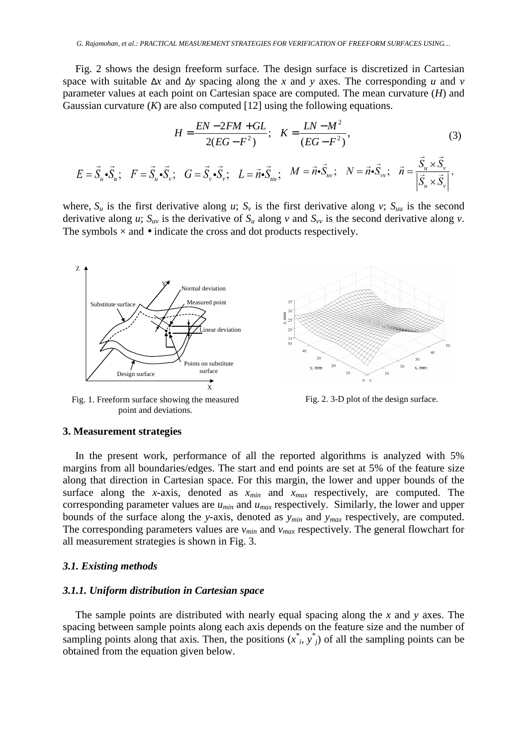Fig. 2 shows the design freeform surface. The design surface is discretized in Cartesian space with suitable $\Delta x$ and $\Delta y$ spacing along the $x$ and $y$ axes. The corresponding $u$ and $v$ parameter values at each point on Cartesian space are computed. The mean curvature ($H$) and Gaussian curvature ($K$) are also computed [12] using the following equations.

$$H = \frac{EN - 2FM + GL}{2(EG - F^2)}; \quad K = \frac{LN - M^2}{(EG - F^2)}, \tag{3}$$

$$E = \vec{S}_u \bullet \vec{S}_u; \quad F = \vec{S}_u \bullet \vec{S}_v; \quad G = \vec{S}_v \bullet \vec{S}_v; \quad L = \vec{n} \bullet \vec{S}_{uu}; \quad M = \vec{n} \bullet \vec{S}_{uv}; \quad N = \vec{n} \bullet \vec{S}_{vv}; \quad \vec{n} = \frac{\vec{S}_u \times \vec{S}_v}{\left|\vec{S}_u \times \vec{S}_v\right|},$$

where, $S_u$ is the first derivative along $u$; $S_v$ is the first derivative along $v$; $S_{uu}$ is the second derivative along $u$; $S_{uv}$ is the derivative of $S_u$ along $v$ and $S_{vv}$ is the second derivative along $v$. The symbols $\times$ and $\bullet$ indicate the cross and dot products respectively.

Fig. 1. Freeform surface showing the measured point and deviations.

Fig. 2. 3-D plot of the design surface.

## 3. Measurement strategies

In the present work, performance of all the reported algorithms is analyzed with 5% margins from all boundaries/edges. The start and end points are set at 5% of the feature size along that direction in Cartesian space. For this margin, the lower and upper bounds of the surface along the $x$-axis, denoted as $x_{min}$ and $x_{max}$ respectively, are computed. The corresponding parameter values are $u_{min}$ and $u_{max}$ respectively. Similarly, the lower and upper bounds of the surface along the $y$-axis, denoted as $y_{min}$ and $y_{max}$ respectively, are computed. The corresponding parameters values are $v_{min}$ and $v_{max}$ respectively. The general flowchart for all measurement strategies is shown in Fig. 3.

### 3.1. Existing methods

#### 3.1.1. Uniform distribution in Cartesian space

The sample points are distributed with nearly equal spacing along the $x$ and $y$ axes. The spacing between sample points along each axis depends on the feature size and the number of sampling points along that axis. Then, the positions ($x^*_i$, $y^*_j$) of all the sampling points can be obtained from the equation given below.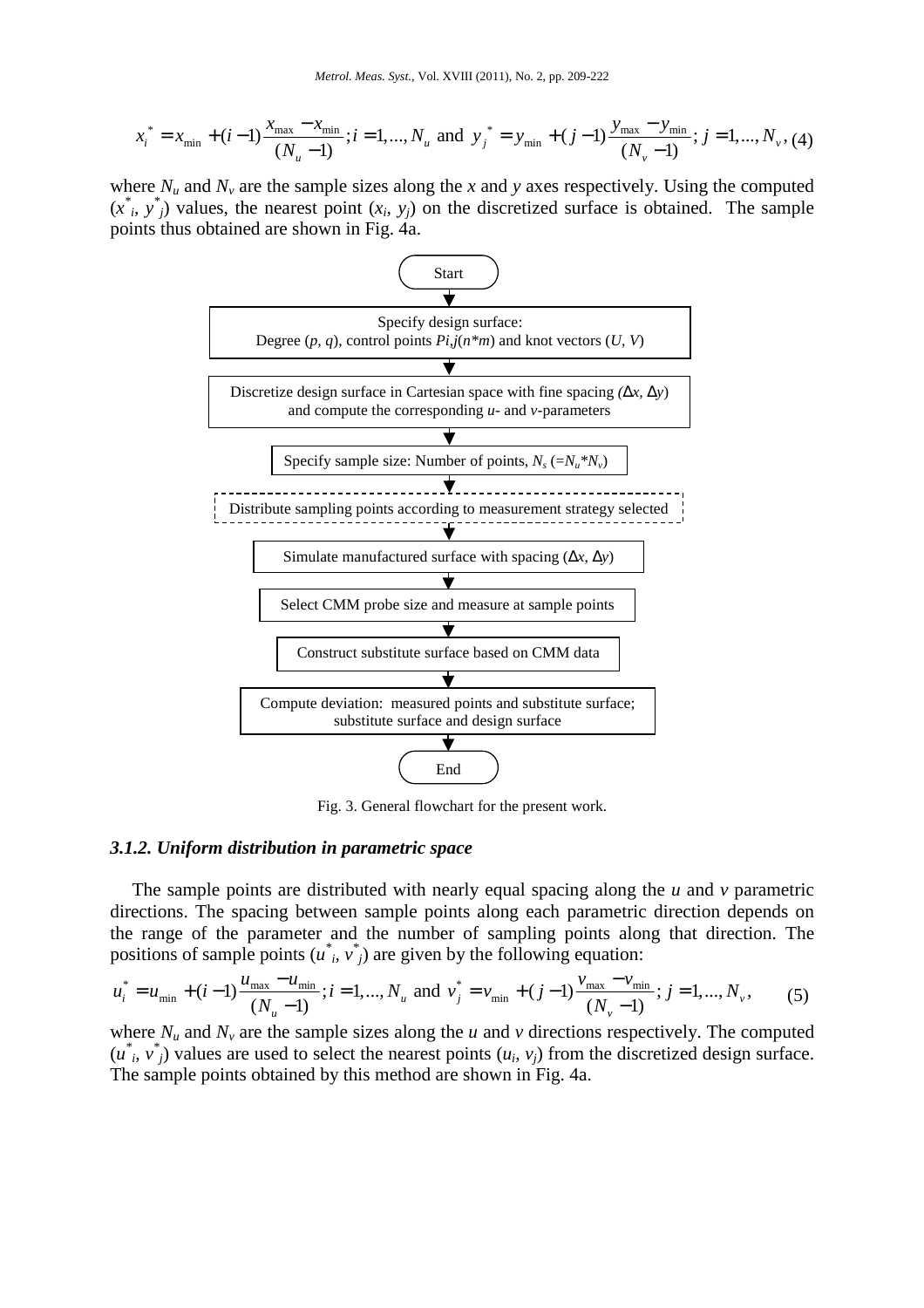$$x_i^* = x_{\min} + (i-1)\frac{x_{\max} - x_{\min}}{(N_u - 1)}; i = 1, ..., N_u \text{ and } y_j^* = y_{\min} + (j-1)\frac{y_{\max} - y_{\min}}{(N_v - 1)}; j = 1, ..., N_v, \quad (4)$$

where $N_u$ and $N_v$ are the sample sizes along the $x$ and $y$ axes respectively. Using the computed $(x^*_i, y^*_j)$ values, the nearest point $(x_i, y_j)$ on the discretized surface is obtained. The sample points thus obtained are shown in Fig. 4a.

Start

Specify design surface:
Degree $(p, q)$, control points $Pi,j(n*m)$ and knot vectors $(U, V)$

Discretize design surface in Cartesian space with fine spacing $(\Delta x, \Delta y)$ and compute the corresponding $u$- and $v$-parameters

Specify sample size: Number of points, $N_s$ $(=N_u*N_v)$

Distribute sampling points according to measurement strategy selected

Simulate manufactured surface with spacing $(\Delta x, \Delta y)$

Select CMM probe size and measure at sample points

Construct substitute surface based on CMM data

Compute deviation: measured points and substitute surface; substitute surface and design surface

End

Fig. 3. General flowchart for the present work.

### *3.1.2. Uniform distribution in parametric space*

The sample points are distributed with nearly equal spacing along the $u$ and $v$ parametric directions. The spacing between sample points along each parametric direction depends on the range of the parameter and the number of sampling points along that direction. The positions of sample points $(u^*_i, v^*_j)$ are given by the following equation:

$$u_i^* = u_{\min} + (i-1)\frac{u_{\max} - u_{\min}}{(N_u - 1)}; i = 1, ..., N_u \text{ and } v_j^* = v_{\min} + (j-1)\frac{v_{\max} - v_{\min}}{(N_v - 1)}; j = 1, ..., N_v, \quad (5)$$

where $N_u$ and $N_v$ are the sample sizes along the $u$ and $v$ directions respectively. The computed $(u^*_i, v^*_j)$ values are used to select the nearest points $(u_i, v_j)$ from the discretized design surface. The sample points obtained by this method are shown in Fig. 4a.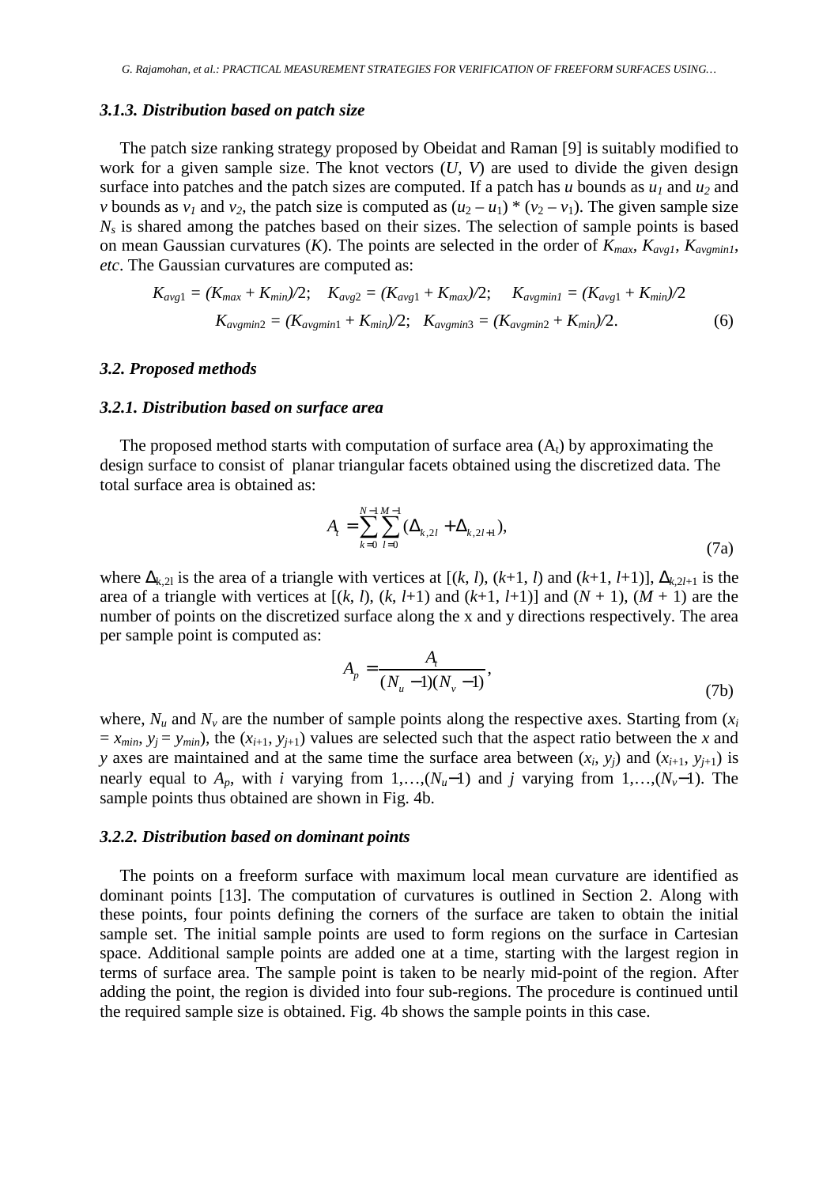### 3.1.3. Distribution based on patch size

The patch size ranking strategy proposed by Obeidat and Raman [9] is suitably modified to work for a given sample size. The knot vectors ($U$, $V$) are used to divide the given design surface into patches and the patch sizes are computed. If a patch has $u$ bounds as $u_1$ and $u_2$ and $v$ bounds as $v_1$ and $v_2$, the patch size is computed as $(u_2 – u_1) * (v_2 – v_1)$. The given sample size $N_s$ is shared among the patches based on their sizes. The selection of sample points is based on mean Gaussian curvatures ($K$). The points are selected in the order of $K_{max}$, $K_{avg1}$, $K_{avgmin1}$, *etc*. The Gaussian curvatures are computed as:

$$K_{avg1} = (K_{max} + K_{min})/2; \quad K_{avg2} = (K_{avg1} + K_{max})/2; \quad K_{avgmin1} = (K_{avg1} + K_{min})/2$$
$$K_{avgmin2} = (K_{avgmin1} + K_{min})/2; \quad K_{avgmin3} = (K_{avgmin2} + K_{min})/2. \tag{6}$$

### 3.2. Proposed methods

### 3.2.1. Distribution based on surface area

The proposed method starts with computation of surface area ($A_t$) by approximating the design surface to consist of planar triangular facets obtained using the discretized data. The total surface area is obtained as:

$$A_t = \sum_{k=0}^{N-1}\sum_{l=0}^{M-1}(\Delta_{k,2l} + \Delta_{k,2l+1}), \tag{7a}$$

where $\Delta_{k,2l}$ is the area of a triangle with vertices at [($k$, $l$), ($k$+1, $l$) and ($k$+1, $l$+1)], $\Delta_{k,2l+1}$ is the area of a triangle with vertices at [($k$, $l$), ($k$, $l$+1) and ($k$+1, $l$+1)] and ($N$ + 1), ($M$ + 1) are the number of points on the discretized surface along the x and y directions respectively. The area per sample point is computed as:

$$A_p = \frac{A_t}{(N_u - 1)(N_v - 1)}, \tag{7b}$$

where, $N_u$ and $N_v$ are the number of sample points along the respective axes. Starting from ($x_i = x_{min}$, $y_j = y_{min}$), the ($x_{i+1}$, $y_{j+1}$) values are selected such that the aspect ratio between the $x$ and $y$ axes are maintained and at the same time the surface area between ($x_i$, $y_j$) and ($x_{i+1}$, $y_{j+1}$) is nearly equal to $A_p$, with $i$ varying from 1,…,($N_u$−1) and $j$ varying from 1,…,($N_v$−1). The sample points thus obtained are shown in Fig. 4b.

### 3.2.2. Distribution based on dominant points

The points on a freeform surface with maximum local mean curvature are identified as dominant points [13]. The computation of curvatures is outlined in Section 2. Along with these points, four points defining the corners of the surface are taken to obtain the initial sample set. The initial sample points are used to form regions on the surface in Cartesian space. Additional sample points are added one at a time, starting with the largest region in terms of surface area. The sample point is taken to be nearly mid-point of the region. After adding the point, the region is divided into four sub-regions. The procedure is continued until the required sample size is obtained. Fig. 4b shows the sample points in this case.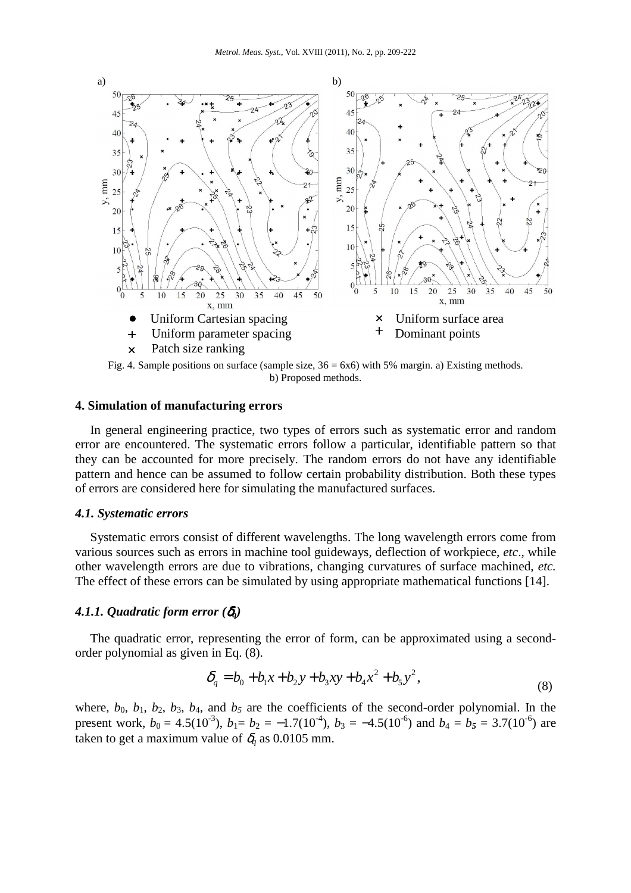Uniform Cartesian spacing
Uniform parameter spacing
Patch size ranking
Uniform surface area
Dominant points

Fig. 4. Sample positions on surface (sample size, 36 = 6x6) with 5% margin. a) Existing methods. b) Proposed methods.

## 4. Simulation of manufacturing errors

In general engineering practice, two types of errors such as systematic error and random error are encountered. The systematic errors follow a particular, identifiable pattern so that they can be accounted for more precisely. The random errors do not have any identifiable pattern and hence can be assumed to follow certain probability distribution. Both these types of errors are considered here for simulating the manufactured surfaces.

### *4.1. Systematic errors*

Systematic errors consist of different wavelengths. The long wavelength errors come from various sources such as errors in machine tool guideways, deflection of workpiece, *etc*., while other wavelength errors are due to vibrations, changing curvatures of surface machined, *etc.* The effect of these errors can be simulated by using appropriate mathematical functions [14].

#### *4.1.1. Quadratic form error ($\delta_q$)*

The quadratic error, representing the error of form, can be approximated using a second-order polynomial as given in Eq. (8).

$$\delta_q = b_0 + b_1 x + b_2 y + b_3 xy + b_4 x^2 + b_5 y^2, \tag{8}$$

where, $b_0$, $b_1$, $b_2$, $b_3$, $b_4$, and $b_5$ are the coefficients of the second-order polynomial. In the present work, $b_0 = 4.5(10^{-3})$, $b_1 = b_2 = -1.7(10^{-4})$, $b_3 = -4.5(10^{-6})$ and $b_4 = b_5 = 3.7(10^{-6})$ are taken to get a maximum value of $\delta_q$ as 0.0105 mm.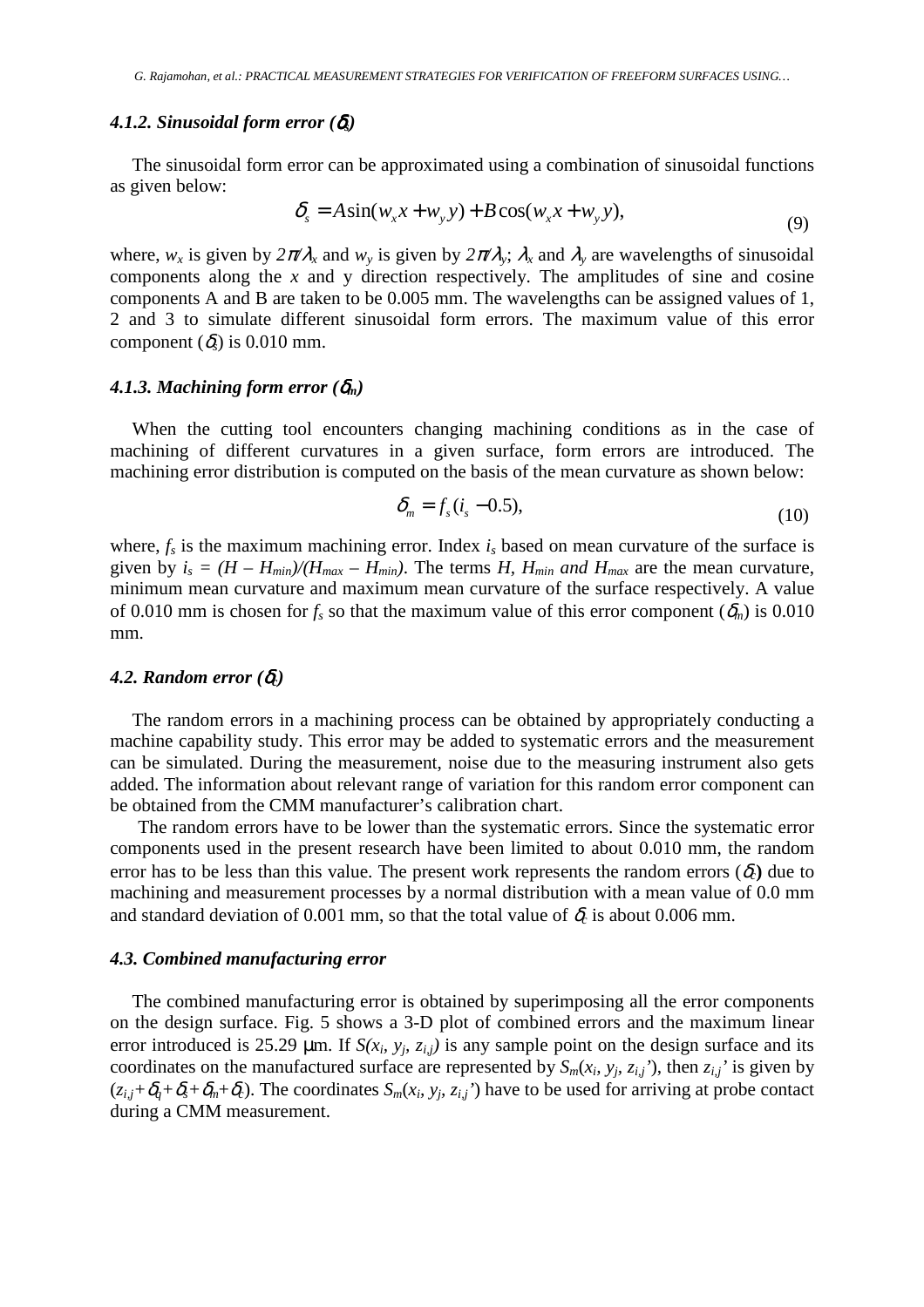#### 4.1.2. Sinusoidal form error ($\delta_s$)

The sinusoidal form error can be approximated using a combination of sinusoidal functions as given below:

$$\delta_s = A\sin(w_x x + w_y y) + B\cos(w_x x + w_y y), \tag{9}$$

where, $w_x$ is given by $2\pi/\lambda_x$ and $w_y$ is given by $2\pi/\lambda_y$; $\lambda_x$ and $\lambda_y$ are wavelengths of sinusoidal components along the $x$ and y direction respectively. The amplitudes of sine and cosine components A and B are taken to be 0.005 mm. The wavelengths can be assigned values of 1, 2 and 3 to simulate different sinusoidal form errors. The maximum value of this error component ($\delta_s$) is 0.010 mm.

#### 4.1.3. Machining form error ($\delta_m$)

When the cutting tool encounters changing machining conditions as in the case of machining of different curvatures in a given surface, form errors are introduced. The machining error distribution is computed on the basis of the mean curvature as shown below:

$$\delta_m = f_s(i_s - 0.5), \tag{10}$$

where, $f_s$ is the maximum machining error. Index $i_s$ based on mean curvature of the surface is given by $i_s = (H - H_{min})/(H_{max} - H_{min})$. The terms $H$, $H_{min}$ *and* $H_{max}$ are the mean curvature, minimum mean curvature and maximum mean curvature of the surface respectively. A value of 0.010 mm is chosen for $f_s$ so that the maximum value of this error component ($\delta_m$) is 0.010 mm.

### 4.2. Random error ($\delta_c$)

The random errors in a machining process can be obtained by appropriately conducting a machine capability study. This error may be added to systematic errors and the measurement can be simulated. During the measurement, noise due to the measuring instrument also gets added. The information about relevant range of variation for this random error component can be obtained from the CMM manufacturer's calibration chart.

The random errors have to be lower than the systematic errors. Since the systematic error components used in the present research have been limited to about 0.010 mm, the random error has to be less than this value. The present work represents the random errors ($\delta_c$**)** due to machining and measurement processes by a normal distribution with a mean value of 0.0 mm and standard deviation of 0.001 mm, so that the total value of $\delta_c$ is about 0.006 mm.

### 4.3. Combined manufacturing error

The combined manufacturing error is obtained by superimposing all the error components on the design surface. Fig. 5 shows a 3-D plot of combined errors and the maximum linear error introduced is 25.29 μm. If $S(x_i, y_j, z_{i,j})$ is any sample point on the design surface and its coordinates on the manufactured surface are represented by $S_m(x_i, y_j, z_{i,j}')$, then $z_{i,j}'$ is given by $(z_{i,j}+\delta_q+\delta_s+\delta_m+\delta_c)$. The coordinates $S_m(x_i, y_j, z_{i,j}')$ have to be used for arriving at probe contact during a CMM measurement.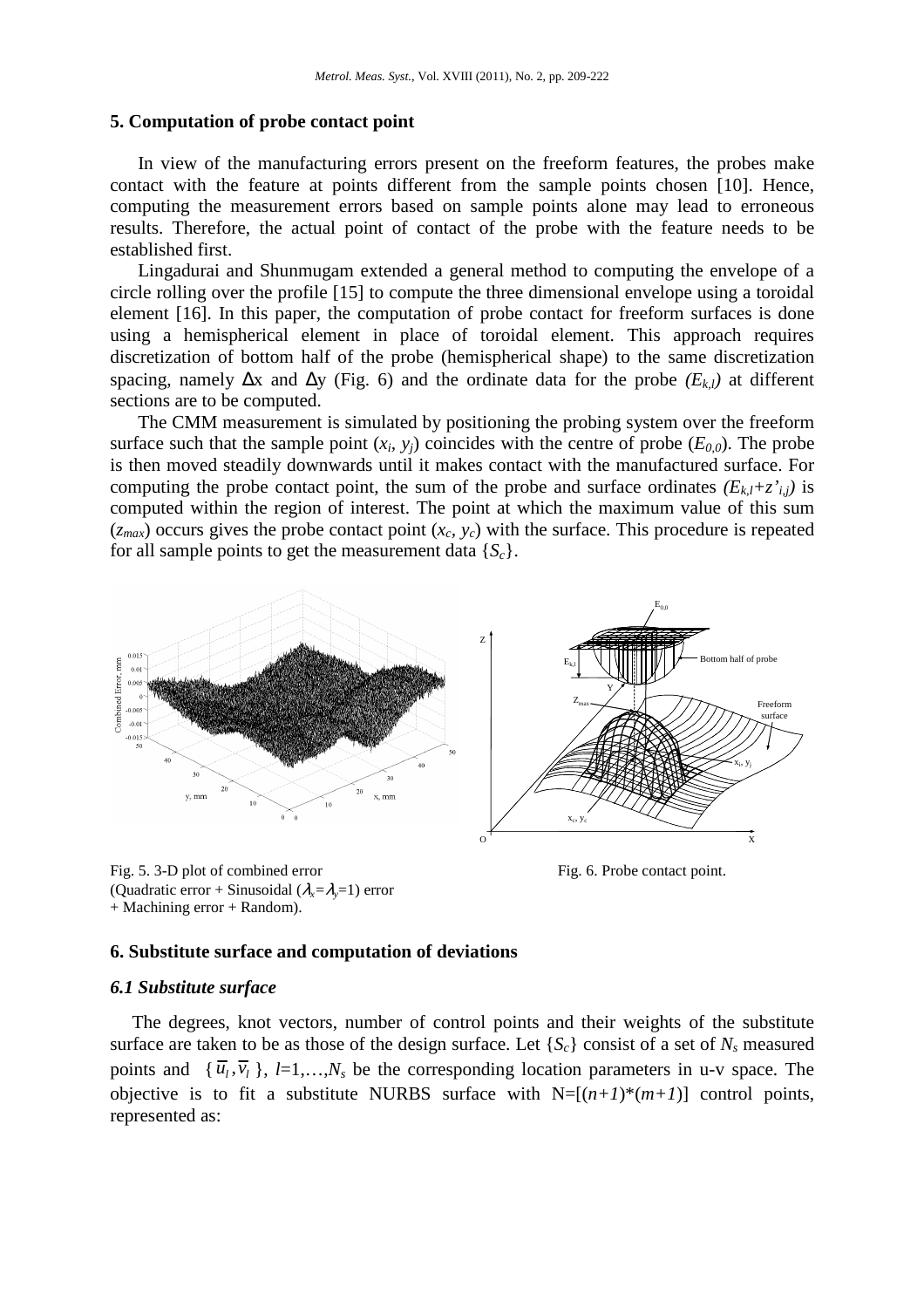## 5. Computation of probe contact point

In view of the manufacturing errors present on the freeform features, the probes make contact with the feature at points different from the sample points chosen [10]. Hence, computing the measurement errors based on sample points alone may lead to erroneous results. Therefore, the actual point of contact of the probe with the feature needs to be established first.

Lingadurai and Shunmugam extended a general method to computing the envelope of a circle rolling over the profile [15] to compute the three dimensional envelope using a toroidal element [16]. In this paper, the computation of probe contact for freeform surfaces is done using a hemispherical element in place of toroidal element. This approach requires discretization of bottom half of the probe (hemispherical shape) to the same discretization spacing, namely $\Delta x$ and $\Delta y$ (Fig. 6) and the ordinate data for the probe $(E_{k,l})$ at different sections are to be computed.

The CMM measurement is simulated by positioning the probing system over the freeform surface such that the sample point $(x_i, y_j)$ coincides with the centre of probe $(E_{0,0})$. The probe is then moved steadily downwards until it makes contact with the manufactured surface. For computing the probe contact point, the sum of the probe and surface ordinates $(E_{k,l}+z'_{i,j})$ is computed within the region of interest. The point at which the maximum value of this sum $(z_{max})$ occurs gives the probe contact point $(x_c, y_c)$ with the surface. This procedure is repeated for all sample points to get the measurement data $\{S_c\}$.

Fig. 5. 3-D plot of combined error (Quadratic error + Sinusoidal ($\lambda_x=\lambda_y=1$) error + Machining error + Random).

Fig. 6. Probe contact point.

## 6. Substitute surface and computation of deviations

### *6.1 Substitute surface*

The degrees, knot vectors, number of control points and their weights of the substitute surface are taken to be as those of the design surface. Let $\{S_c\}$ consist of a set of $N_s$ measured points and $\{\bar{u}_l, \bar{v}_l\}$, $l=1,\ldots,N_s$ be the corresponding location parameters in u-v space. The objective is to fit a substitute NURBS surface with $N=[(n+1)*(m+1)]$ control points, represented as: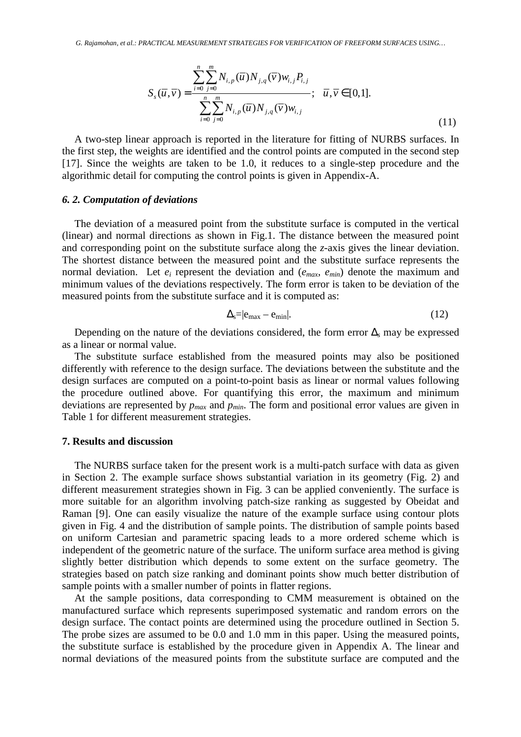$$S_s(\bar{u},\bar{v}) = \frac{\sum_{i=0}^{n}\sum_{j=0}^{m} N_{i,p}(\bar{u}) N_{j,q}(\bar{v}) w_{i,j} P_{i,j}}{\sum_{i=0}^{n}\sum_{j=0}^{m} N_{i,p}(\bar{u}) N_{j,q}(\bar{v}) w_{i,j}}; \quad \bar{u},\bar{v} \in [0,1]. \tag{11}$$

A two-step linear approach is reported in the literature for fitting of NURBS surfaces. In the first step, the weights are identified and the control points are computed in the second step [17]. Since the weights are taken to be 1.0, it reduces to a single-step procedure and the algorithmic detail for computing the control points is given in Appendix-A.

### *6. 2. Computation of deviations*

The deviation of a measured point from the substitute surface is computed in the vertical (linear) and normal directions as shown in Fig.1. The distance between the measured point and corresponding point on the substitute surface along the *z*-axis gives the linear deviation. The shortest distance between the measured point and the substitute surface represents the normal deviation. Let $e_i$ represent the deviation and ($e_{max}$, $e_{min}$) denote the maximum and minimum values of the deviations respectively. The form error is taken to be deviation of the measured points from the substitute surface and it is computed as:

$$\Delta_s = |e_{max} - e_{min}|. \tag{12}$$

Depending on the nature of the deviations considered, the form error $\Delta_s$ may be expressed as a linear or normal value.

The substitute surface established from the measured points may also be positioned differently with reference to the design surface. The deviations between the substitute and the design surfaces are computed on a point-to-point basis as linear or normal values following the procedure outlined above. For quantifying this error, the maximum and minimum deviations are represented by $p_{max}$ and $p_{min}$. The form and positional error values are given in Table 1 for different measurement strategies.

## 7. Results and discussion

The NURBS surface taken for the present work is a multi-patch surface with data as given in Section 2. The example surface shows substantial variation in its geometry (Fig. 2) and different measurement strategies shown in Fig. 3 can be applied conveniently. The surface is more suitable for an algorithm involving patch-size ranking as suggested by Obeidat and Raman [9]. One can easily visualize the nature of the example surface using contour plots given in Fig. 4 and the distribution of sample points. The distribution of sample points based on uniform Cartesian and parametric spacing leads to a more ordered scheme which is independent of the geometric nature of the surface. The uniform surface area method is giving slightly better distribution which depends to some extent on the surface geometry. The strategies based on patch size ranking and dominant points show much better distribution of sample points with a smaller number of points in flatter regions.

At the sample positions, data corresponding to CMM measurement is obtained on the manufactured surface which represents superimposed systematic and random errors on the design surface. The contact points are determined using the procedure outlined in Section 5. The probe sizes are assumed to be 0.0 and 1.0 mm in this paper. Using the measured points, the substitute surface is established by the procedure given in Appendix A. The linear and normal deviations of the measured points from the substitute surface are computed and the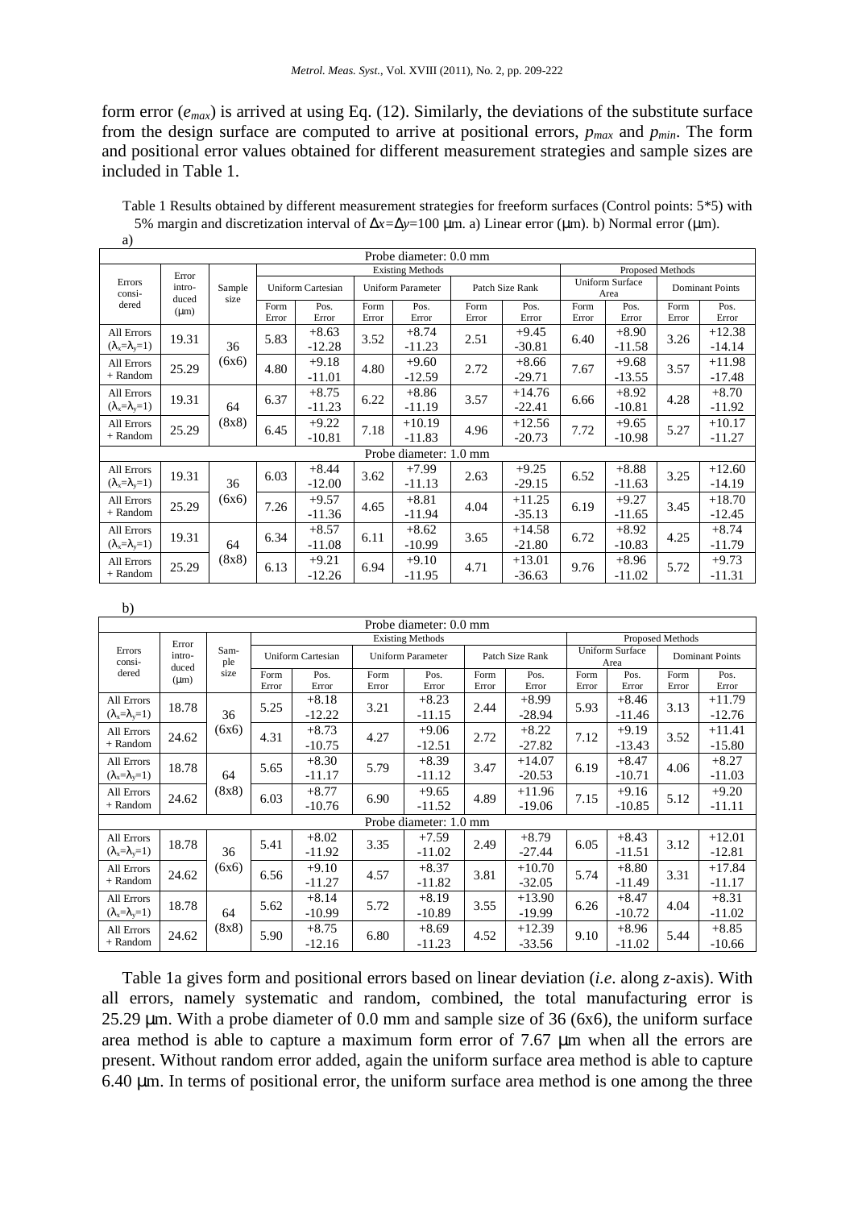form error ($e_{max}$) is arrived at using Eq. (12). Similarly, the deviations of the substitute surface from the design surface are computed to arrive at positional errors, $p_{max}$ and $p_{min}$. The form and positional error values obtained for different measurement strategies and sample sizes are included in Table 1.

Table 1 Results obtained by different measurement strategies for freeform surfaces (Control points: 5*5) with 5% margin and discretization interval of $\Delta x$=$\Delta y$=100 μm. a) Linear error (μm). b) Normal error (μm).

a)

| Errors considered | Error introduced (μm) | Sample size | Existing Methods | | | | | | Proposed Methods | | | |
|---|---|---|---|---|---|---|---|---|---|---|---|---|
| | | | Uniform Cartesian | | Uniform Parameter | | Patch Size Rank | | Uniform Surface Area | | Dominant Points | |
| | | | Form Error | Pos. Error | Form Error | Pos. Error | Form Error | Pos. Error | Form Error | Pos. Error | Form Error | Pos. Error |
| **Probe diameter: 0.0 mm** | | | | | | | | | | | | |
| All Errors ($\lambda_x$=$\lambda_y$=1) | 19.31 | 36 (6x6) | 5.83 | +8.63 -12.28 | 3.52 | +8.74 -11.23 | 2.51 | +9.45 -30.81 | 6.40 | +8.90 -11.58 | 3.26 | +12.38 -14.14 |
| All Errors + Random | 25.29 | | 4.80 | +9.18 -11.01 | 4.80 | +9.60 -12.59 | 2.72 | +8.66 -29.71 | 7.67 | +9.68 -13.55 | 3.57 | +11.98 -17.48 |
| All Errors ($\lambda_x$=$\lambda_y$=1) | 19.31 | 64 (8x8) | 6.37 | +8.75 -11.23 | 6.22 | +8.86 -11.19 | 3.57 | +14.76 -22.41 | 6.66 | +8.92 -10.81 | 4.28 | +8.70 -11.92 |
| All Errors + Random | 25.29 | | 6.45 | +9.22 -10.81 | 7.18 | +10.19 -11.83 | 4.96 | +12.56 -20.73 | 7.72 | +9.65 -10.98 | 5.27 | +10.17 -11.27 |
| **Probe diameter: 1.0 mm** | | | | | | | | | | | | |
| All Errors ($\lambda_x$=$\lambda_y$=1) | 19.31 | 36 (6x6) | 6.03 | +8.44 -12.00 | 3.62 | +7.99 -11.13 | 2.63 | +9.25 -29.15 | 6.52 | +8.88 -11.63 | 3.25 | +12.60 -14.19 |
| All Errors + Random | 25.29 | | 7.26 | +9.57 -11.36 | 4.65 | +8.81 -11.94 | 4.04 | +11.25 -35.13 | 6.19 | +9.27 -11.65 | 3.45 | +18.70 -12.45 |
| All Errors ($\lambda_x$=$\lambda_y$=1) | 19.31 | 64 (8x8) | 6.34 | +8.57 -11.08 | 6.11 | +8.62 -10.99 | 3.65 | +14.58 -21.80 | 6.72 | +8.92 -10.83 | 4.25 | +8.74 -11.79 |
| All Errors + Random | 25.29 | | 6.13 | +9.21 -12.26 | 6.94 | +9.10 -11.95 | 4.71 | +13.01 -36.63 | 9.76 | +8.96 -11.02 | 5.72 | +9.73 -11.31 |

b)

| Errors considered | Error introduced (μm) | Sample size | Existing Methods | | | | | | Proposed Methods | | | |
|---|---|---|---|---|---|---|---|---|---|---|---|---|
| | | | Uniform Cartesian | | Uniform Parameter | | Patch Size Rank | | Uniform Surface Area | | Dominant Points | |
| | | | Form Error | Pos. Error | Form Error | Pos. Error | Form Error | Pos. Error | Form Error | Pos. Error | Form Error | Pos. Error |
| **Probe diameter: 0.0 mm** | | | | | | | | | | | | |
| All Errors ($\lambda_x$=$\lambda_y$=1) | 18.78 | 36 (6x6) | 5.25 | +8.18 -12.22 | 3.21 | +8.23 -11.15 | 2.44 | +8.99 -28.94 | 5.93 | +8.46 -11.46 | 3.13 | +11.79 -12.76 |
| All Errors + Random | 24.62 | | 4.31 | +8.73 -10.75 | 4.27 | +9.06 -12.51 | 2.72 | +8.22 -27.82 | 7.12 | +9.19 -13.43 | 3.52 | +11.41 -15.80 |
| All Errors ($\lambda_x$=$\lambda_y$=1) | 18.78 | 64 (8x8) | 5.65 | +8.30 -11.17 | 5.79 | +8.39 -11.12 | 3.47 | +14.07 -20.53 | 6.19 | +8.47 -10.71 | 4.06 | +8.27 -11.03 |
| All Errors + Random | 24.62 | | 6.03 | +8.77 -10.76 | 6.90 | +9.65 -11.52 | 4.89 | +11.96 -19.06 | 7.15 | +9.16 -10.85 | 5.12 | +9.20 -11.11 |
| **Probe diameter: 1.0 mm** | | | | | | | | | | | | |
| All Errors ($\lambda_x$=$\lambda_y$=1) | 18.78 | 36 (6x6) | 5.41 | +8.02 -11.92 | 3.35 | +7.59 -11.02 | 2.49 | +8.79 -27.44 | 6.05 | +8.43 -11.51 | 3.12 | +12.01 -12.81 |
| All Errors + Random | 24.62 | | 6.56 | +9.10 -11.27 | 4.57 | +8.37 -11.82 | 3.81 | +10.70 -32.05 | 5.74 | +8.80 -11.49 | 3.31 | +17.84 -11.17 |
| All Errors ($\lambda_x$=$\lambda_y$=1) | 18.78 | 64 (8x8) | 5.62 | +8.14 -10.99 | 5.72 | +8.19 -10.89 | 3.55 | +13.90 -19.99 | 6.26 | +8.47 -10.72 | 4.04 | +8.31 -11.02 |
| All Errors + Random | 24.62 | | 5.90 | +8.75 -12.16 | 6.80 | +8.69 -11.23 | 4.52 | +12.39 -33.56 | 9.10 | +8.96 -11.02 | 5.44 | +8.85 -10.66 |

Table 1a gives form and positional errors based on linear deviation (*i.e*. along *z*-axis). With all errors, namely systematic and random, combined, the total manufacturing error is 25.29 μm. With a probe diameter of 0.0 mm and sample size of 36 (6x6), the uniform surface area method is able to capture a maximum form error of 7.67 μm when all the errors are present. Without random error added, again the uniform surface area method is able to capture 6.40 μm. In terms of positional error, the uniform surface area method is one among the three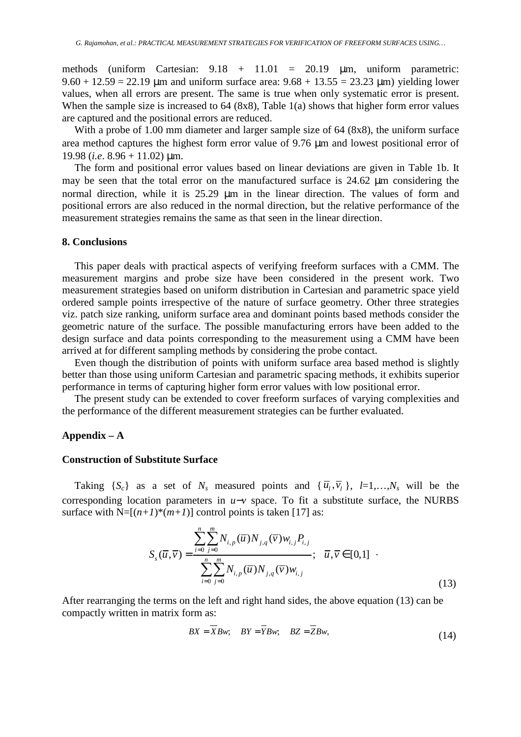methods (uniform Cartesian: 9.18 + 11.01 = 20.19 μm, uniform parametric: 9.60 + 12.59 = 22.19 μm and uniform surface area: 9.68 + 13.55 = 23.23 μm) yielding lower values, when all errors are present. The same is true when only systematic error is present. When the sample size is increased to 64 (8x8), Table 1(a) shows that higher form error values are captured and the positional errors are reduced.

With a probe of 1.00 mm diameter and larger sample size of 64 (8x8), the uniform surface area method captures the highest form error value of 9.76 μm and lowest positional error of 19.98 (*i.e.* 8.96 + 11.02) μm.

The form and positional error values based on linear deviations are given in Table 1b. It may be seen that the total error on the manufactured surface is 24.62 μm considering the normal direction, while it is 25.29 μm in the linear direction. The values of form and positional errors are also reduced in the normal direction, but the relative performance of the measurement strategies remains the same as that seen in the linear direction.

## 8. Conclusions

This paper deals with practical aspects of verifying freeform surfaces with a CMM. The measurement margins and probe size have been considered in the present work. Two measurement strategies based on uniform distribution in Cartesian and parametric space yield ordered sample points irrespective of the nature of surface geometry. Other three strategies viz. patch size ranking, uniform surface area and dominant points based methods consider the geometric nature of the surface. The possible manufacturing errors have been added to the design surface and data points corresponding to the measurement using a CMM have been arrived at for different sampling methods by considering the probe contact.

Even though the distribution of points with uniform surface area based method is slightly better than those using uniform Cartesian and parametric spacing methods, it exhibits superior performance in terms of capturing higher form error values with low positional error.

The present study can be extended to cover freeform surfaces of varying complexities and the performance of the different measurement strategies can be further evaluated.

## Appendix – A

### Construction of Substitute Surface

Taking $\{S_c\}$ as a set of $N_s$ measured points and $\{\bar{u}_l, \bar{v}_l\}$, $l$=1,…,$N_s$ will be the corresponding location parameters in $u$−$v$ space. To fit a substitute surface, the NURBS surface with N=[($n+1$)*($m+1$)] control points is taken [17] as:

$$S_s(\bar{u},\bar{v}) = \frac{\sum_{i=0}^{n}\sum_{j=0}^{m} N_{i,p}(\bar{u})N_{j,q}(\bar{v})w_{i,j}P_{i,j}}{\sum_{i=0}^{n}\sum_{j=0}^{m} N_{i,p}(\bar{u})N_{j,q}(\bar{v})w_{i,j}}; \quad \bar{u},\bar{v} \in [0,1] \ . \tag{13}$$

After rearranging the terms on the left and right hand sides, the above equation (13) can be compactly written in matrix form as:

$$BX = \overline{X}Bw; \quad BY = \overline{Y}Bw; \quad BZ = \overline{Z}Bw, \tag{14}$$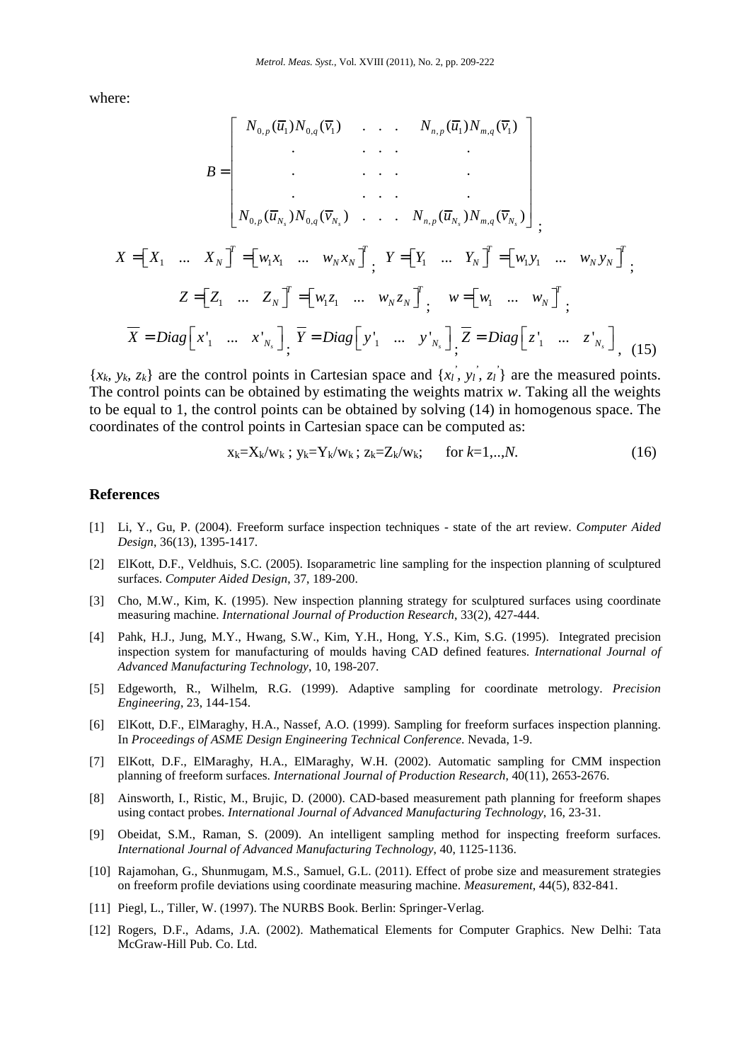where:

$$B = \begin{bmatrix} N_{0,p}(\overline{u}_1)N_{0,q}(\overline{v}_1) & . & . & . & N_{n,p}(\overline{u}_1)N_{m,q}(\overline{v}_1) \\ . & . & . & . & . \\ . & . & . & . & . \\ . & . & . & . & . \\ N_{0,p}(\overline{u}_{N_s})N_{0,q}(\overline{v}_{N_s}) & . & . & . & N_{n,p}(\overline{u}_{N_s})N_{m,q}(\overline{v}_{N_s}) \end{bmatrix};$$

$$X = \begin{bmatrix} X_1 & \dots & X_N \end{bmatrix}^T = \begin{bmatrix} w_1 x_1 & \dots & w_N x_N \end{bmatrix}^T; \quad Y = \begin{bmatrix} Y_1 & \dots & Y_N \end{bmatrix}^T = \begin{bmatrix} w_1 y_1 & \dots & w_N y_N \end{bmatrix}^T;$$

$$Z = \begin{bmatrix} Z_1 & \dots & Z_N \end{bmatrix}^T = \begin{bmatrix} w_1 z_1 & \dots & w_N z_N \end{bmatrix}^T; \quad w = \begin{bmatrix} w_1 & \dots & w_N \end{bmatrix}^T;$$

$$\overline{X} = Diag\begin{bmatrix} x'_1 & \dots & x'_{N_s} \end{bmatrix}; \ \overline{Y} = Diag\begin{bmatrix} y'_1 & \dots & y'_{N_s} \end{bmatrix}; \ \overline{Z} = Diag\begin{bmatrix} z'_1 & \dots & z'_{N_s} \end{bmatrix}, \quad (15)$$

$\{x_k, y_k, z_k\}$ are the control points in Cartesian space and $\{x_l^{'}, y_l^{'}, z_l^{'}\}$ are the measured points. The control points can be obtained by estimating the weights matrix *w*. Taking all the weights to be equal to 1, the control points can be obtained by solving (14) in homogenous space. The coordinates of the control points in Cartesian space can be computed as:

$$x_k = X_k/w_k \, ; \; y_k = Y_k/w_k \, ; \; z_k = Z_k/w_k; \qquad \text{for } k=1,..,N. \qquad (16)$$

## References

[1] Li, Y., Gu, P. (2004). Freeform surface inspection techniques - state of the art review. *Computer Aided Design*, 36(13), 1395-1417.

[2] ElKott, D.F., Veldhuis, S.C. (2005). Isoparametric line sampling for the inspection planning of sculptured surfaces. *Computer Aided Design*, 37, 189-200.

[3] Cho, M.W., Kim, K. (1995). New inspection planning strategy for sculptured surfaces using coordinate measuring machine. *International Journal of Production Research*, 33(2), 427-444.

[4] Pahk, H.J., Jung, M.Y., Hwang, S.W., Kim, Y.H., Hong, Y.S., Kim, S.G. (1995). Integrated precision inspection system for manufacturing of moulds having CAD defined features. *International Journal of Advanced Manufacturing Technology*, 10, 198-207.

[5] Edgeworth, R., Wilhelm, R.G. (1999). Adaptive sampling for coordinate metrology. *Precision Engineering*, 23, 144-154.

[6] ElKott, D.F., ElMaraghy, H.A., Nassef, A.O. (1999). Sampling for freeform surfaces inspection planning. In *Proceedings of ASME Design Engineering Technical Conference*. Nevada, 1-9.

[7] ElKott, D.F., ElMaraghy, H.A., ElMaraghy, W.H. (2002). Automatic sampling for CMM inspection planning of freeform surfaces. *International Journal of Production Research*, 40(11), 2653-2676.

[8] Ainsworth, I., Ristic, M., Brujic, D. (2000). CAD-based measurement path planning for freeform shapes using contact probes. *International Journal of Advanced Manufacturing Technology*, 16, 23-31.

[9] Obeidat, S.M., Raman, S. (2009). An intelligent sampling method for inspecting freeform surfaces. *International Journal of Advanced Manufacturing Technology*, 40, 1125-1136.

[10] Rajamohan, G., Shunmugam, M.S., Samuel, G.L. (2011). Effect of probe size and measurement strategies on freeform profile deviations using coordinate measuring machine. *Measurement*, 44(5), 832-841.

[11] Piegl, L., Tiller, W. (1997). The NURBS Book. Berlin: Springer-Verlag.

[12] Rogers, D.F., Adams, J.A. (2002). Mathematical Elements for Computer Graphics. New Delhi: Tata McGraw-Hill Pub. Co. Ltd.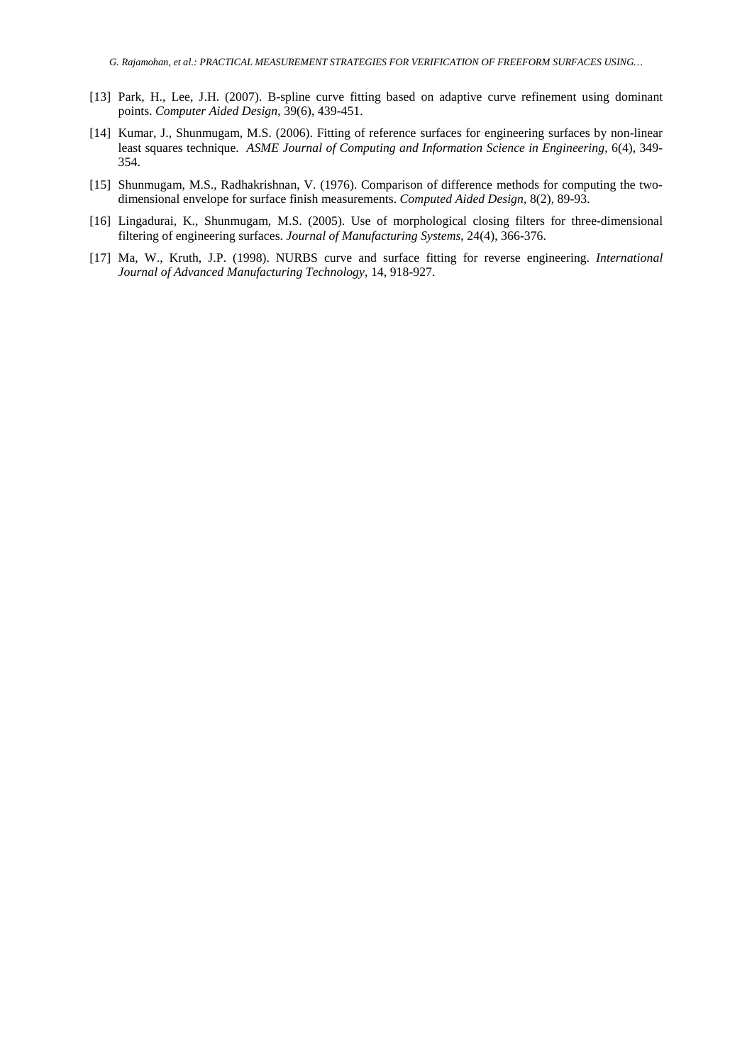[13] Park, H., Lee, J.H. (2007). B-spline curve fitting based on adaptive curve refinement using dominant points. *Computer Aided Design*, 39(6), 439-451.

[14] Kumar, J., Shunmugam, M.S. (2006). Fitting of reference surfaces for engineering surfaces by non-linear least squares technique. *ASME Journal of Computing and Information Science in Engineering*, 6(4), 349-354.

[15] Shunmugam, M.S., Radhakrishnan, V. (1976). Comparison of difference methods for computing the two-dimensional envelope for surface finish measurements. *Computed Aided Design*, 8(2), 89-93.

[16] Lingadurai, K., Shunmugam, M.S. (2005). Use of morphological closing filters for three-dimensional filtering of engineering surfaces. *Journal of Manufacturing Systems*, 24(4), 366-376.

[17] Ma, W., Kruth, J.P. (1998). NURBS curve and surface fitting for reverse engineering. *International Journal of Advanced Manufacturing Technology*, 14, 918-927.